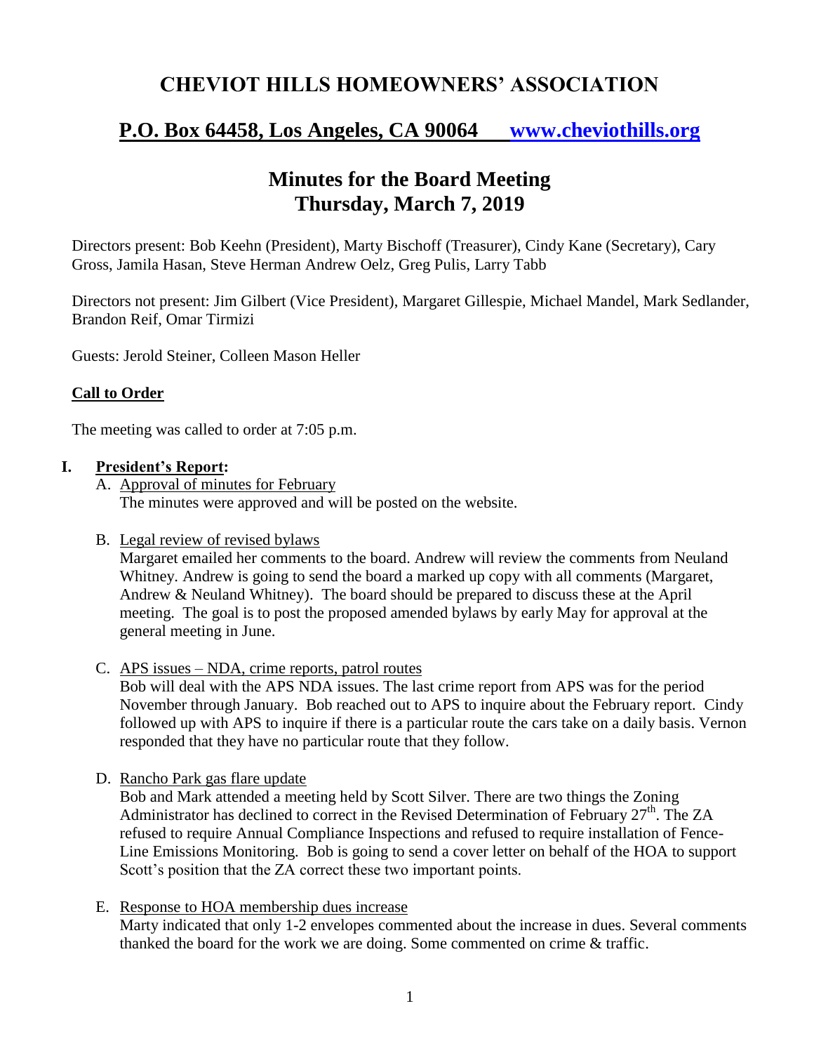# CHEVIOT HILLS HOMEOWNERS' ASSOCIATION

## P.O. Box 64458, Los Angeles, CA 90064 www.cheviothills.org

## Minutes for the Board Meeting
## Thursday, March 7, 2019

Directors present: Bob Keehn (President), Marty Bischoff (Treasurer), Cindy Kane (Secretary), Cary Gross, Jamila Hasan, Steve Herman Andrew Oelz, Greg Pulis, Larry Tabb

Directors not present: Jim Gilbert (Vice President), Margaret Gillespie, Michael Mandel, Mark Sedlander, Brandon Reif, Omar Tirmizi

Guests: Jerold Steiner, Colleen Mason Heller

**Call to Order**

The meeting was called to order at 7:05 p.m.

**I. President's Report:**

A. Approval of minutes for February
The minutes were approved and will be posted on the website.

B. Legal review of revised bylaws
Margaret emailed her comments to the board. Andrew will review the comments from Neuland Whitney. Andrew is going to send the board a marked up copy with all comments (Margaret, Andrew & Neuland Whitney). The board should be prepared to discuss these at the April meeting. The goal is to post the proposed amended bylaws by early May for approval at the general meeting in June.

C. APS issues – NDA, crime reports, patrol routes
Bob will deal with the APS NDA issues. The last crime report from APS was for the period November through January. Bob reached out to APS to inquire about the February report. Cindy followed up with APS to inquire if there is a particular route the cars take on a daily basis. Vernon responded that they have no particular route that they follow.

D. Rancho Park gas flare update
Bob and Mark attended a meeting held by Scott Silver. There are two things the Zoning Administrator has declined to correct in the Revised Determination of February 27th. The ZA refused to require Annual Compliance Inspections and refused to require installation of Fence-Line Emissions Monitoring. Bob is going to send a cover letter on behalf of the HOA to support Scott's position that the ZA correct these two important points.

E. Response to HOA membership dues increase
Marty indicated that only 1-2 envelopes commented about the increase in dues. Several comments thanked the board for the work we are doing. Some commented on crime & traffic.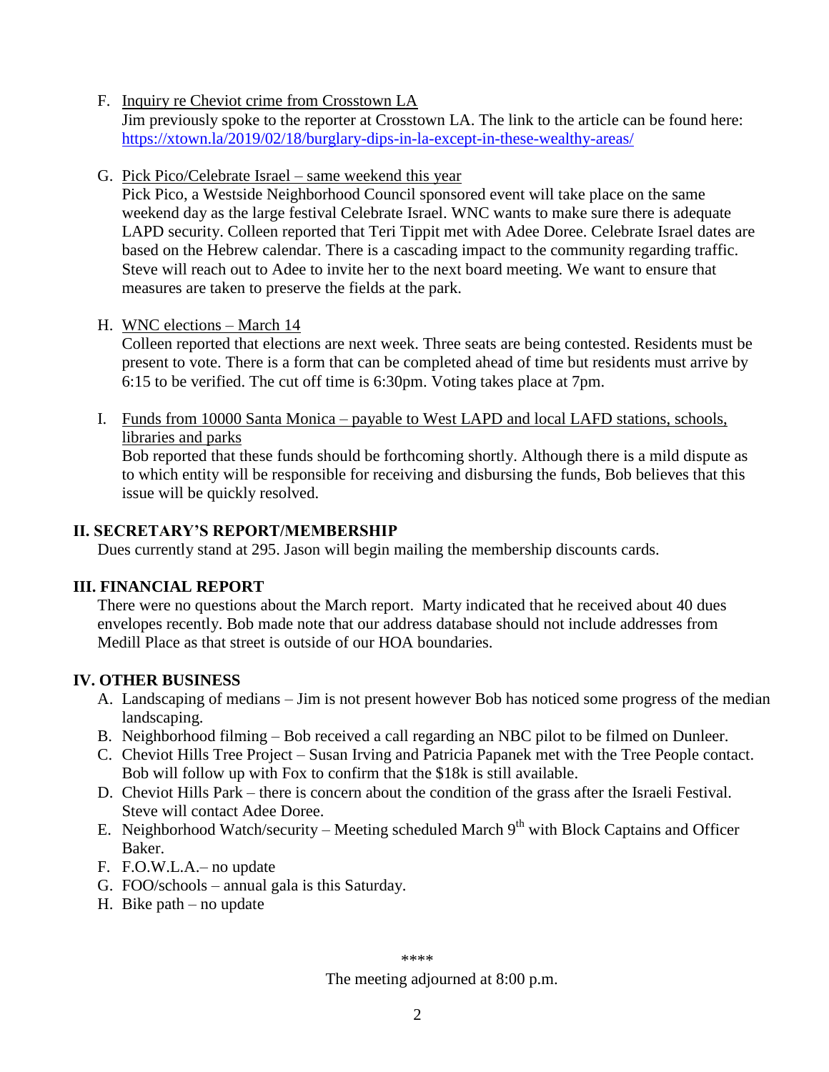F. Inquiry re Cheviot crime from Crosstown LA

   Jim previously spoke to the reporter at Crosstown LA. The link to the article can be found here: https://xtown.la/2019/02/18/burglary-dips-in-la-except-in-these-wealthy-areas/

G. Pick Pico/Celebrate Israel – same weekend this year

   Pick Pico, a Westside Neighborhood Council sponsored event will take place on the same weekend day as the large festival Celebrate Israel. WNC wants to make sure there is adequate LAPD security. Colleen reported that Teri Tippit met with Adee Doree. Celebrate Israel dates are based on the Hebrew calendar. There is a cascading impact to the community regarding traffic. Steve will reach out to Adee to invite her to the next board meeting. We want to ensure that measures are taken to preserve the fields at the park.

H. WNC elections – March 14

   Colleen reported that elections are next week. Three seats are being contested. Residents must be present to vote. There is a form that can be completed ahead of time but residents must arrive by 6:15 to be verified. The cut off time is 6:30pm. Voting takes place at 7pm.

I. Funds from 10000 Santa Monica – payable to West LAPD and local LAFD stations, schools, libraries and parks

   Bob reported that these funds should be forthcoming shortly. Although there is a mild dispute as to which entity will be responsible for receiving and disbursing the funds, Bob believes that this issue will be quickly resolved.

## II. SECRETARY'S REPORT/MEMBERSHIP

Dues currently stand at 295. Jason will begin mailing the membership discounts cards.

## III. FINANCIAL REPORT

There were no questions about the March report. Marty indicated that he received about 40 dues envelopes recently. Bob made note that our address database should not include addresses from Medill Place as that street is outside of our HOA boundaries.

## IV. OTHER BUSINESS

A. Landscaping of medians – Jim is not present however Bob has noticed some progress of the median landscaping.
B. Neighborhood filming – Bob received a call regarding an NBC pilot to be filmed on Dunleer.
C. Cheviot Hills Tree Project – Susan Irving and Patricia Papanek met with the Tree People contact. Bob will follow up with Fox to confirm that the $18k is still available.
D. Cheviot Hills Park – there is concern about the condition of the grass after the Israeli Festival. Steve will contact Adee Doree.
E. Neighborhood Watch/security – Meeting scheduled March 9th with Block Captains and Officer Baker.
F. F.O.W.L.A.– no update
G. FOO/schools – annual gala is this Saturday.
H. Bike path – no update

****

The meeting adjourned at 8:00 p.m.